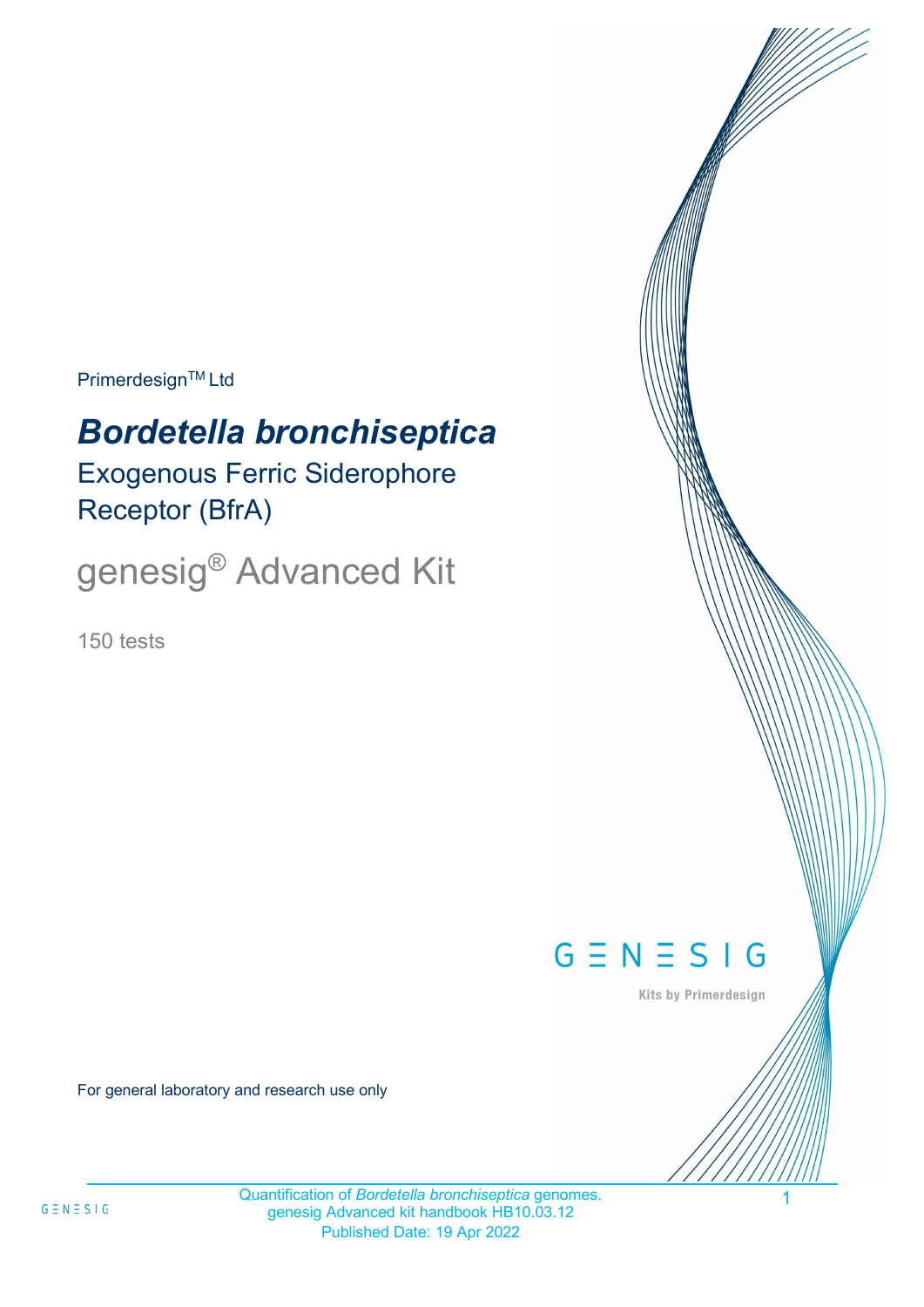Primerdesign™ Ltd

# *Bordetella bronchiseptica*

## Exogenous Ferric Siderophore Receptor (BfrA)

## genesig® Advanced Kit

150 tests

GENESIG

Kits by Primerdesign

For general laboratory and research use only

Quantification of *Bordetella bronchiseptica* genomes.
genesig Advanced kit handbook HB10.03.12
Published Date: 19 Apr 2022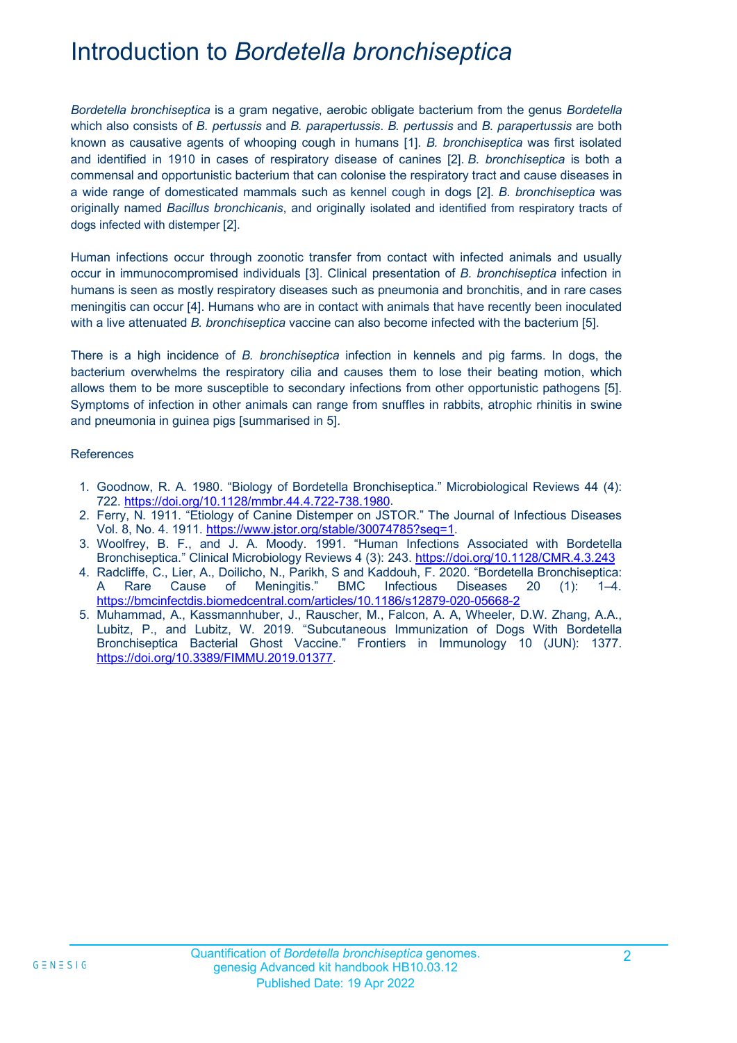# Introduction to *Bordetella bronchiseptica*

*Bordetella bronchiseptica* is a gram negative, aerobic obligate bacterium from the genus *Bordetella* which also consists of *B. pertussis* and *B. parapertussis*. *B. pertussis* and *B. parapertussis* are both known as causative agents of whooping cough in humans [1]. *B. bronchiseptica* was first isolated and identified in 1910 in cases of respiratory disease of canines [2]. *B. bronchiseptica* is both a commensal and opportunistic bacterium that can colonise the respiratory tract and cause diseases in a wide range of domesticated mammals such as kennel cough in dogs [2]. *B. bronchiseptica* was originally named *Bacillus bronchicanis*, and originally isolated and identified from respiratory tracts of dogs infected with distemper [2].

Human infections occur through zoonotic transfer from contact with infected animals and usually occur in immunocompromised individuals [3]. Clinical presentation of *B. bronchiseptica* infection in humans is seen as mostly respiratory diseases such as pneumonia and bronchitis, and in rare cases meningitis can occur [4]. Humans who are in contact with animals that have recently been inoculated with a live attenuated *B. bronchiseptica* vaccine can also become infected with the bacterium [5].

There is a high incidence of *B. bronchiseptica* infection in kennels and pig farms. In dogs, the bacterium overwhelms the respiratory cilia and causes them to lose their beating motion, which allows them to be more susceptible to secondary infections from other opportunistic pathogens [5]. Symptoms of infection in other animals can range from snuffles in rabbits, atrophic rhinitis in swine and pneumonia in guinea pigs [summarised in 5].

References

1. Goodnow, R. A. 1980. "Biology of Bordetella Bronchiseptica." Microbiological Reviews 44 (4): 722. https://doi.org/10.1128/mmbr.44.4.722-738.1980.
2. Ferry, N. 1911. "Etiology of Canine Distemper on JSTOR." The Journal of Infectious Diseases Vol. 8, No. 4. 1911. https://www.jstor.org/stable/30074785?seq=1.
3. Woolfrey, B. F., and J. A. Moody. 1991. "Human Infections Associated with Bordetella Bronchiseptica." Clinical Microbiology Reviews 4 (3): 243. https://doi.org/10.1128/CMR.4.3.243
4. Radcliffe, C., Lier, A., Doilicho, N., Parikh, S and Kaddouh, F. 2020. "Bordetella Bronchiseptica: A Rare Cause of Meningitis." BMC Infectious Diseases 20 (1): 1–4. https://bmcinfectdis.biomedcentral.com/articles/10.1186/s12879-020-05668-2
5. Muhammad, A., Kassmannhuber, J., Rauscher, M., Falcon, A. A, Wheeler, D.W. Zhang, A.A., Lubitz, P., and Lubitz, W. 2019. "Subcutaneous Immunization of Dogs With Bordetella Bronchiseptica Bacterial Ghost Vaccine." Frontiers in Immunology 10 (JUN): 1377. https://doi.org/10.3389/FIMMU.2019.01377.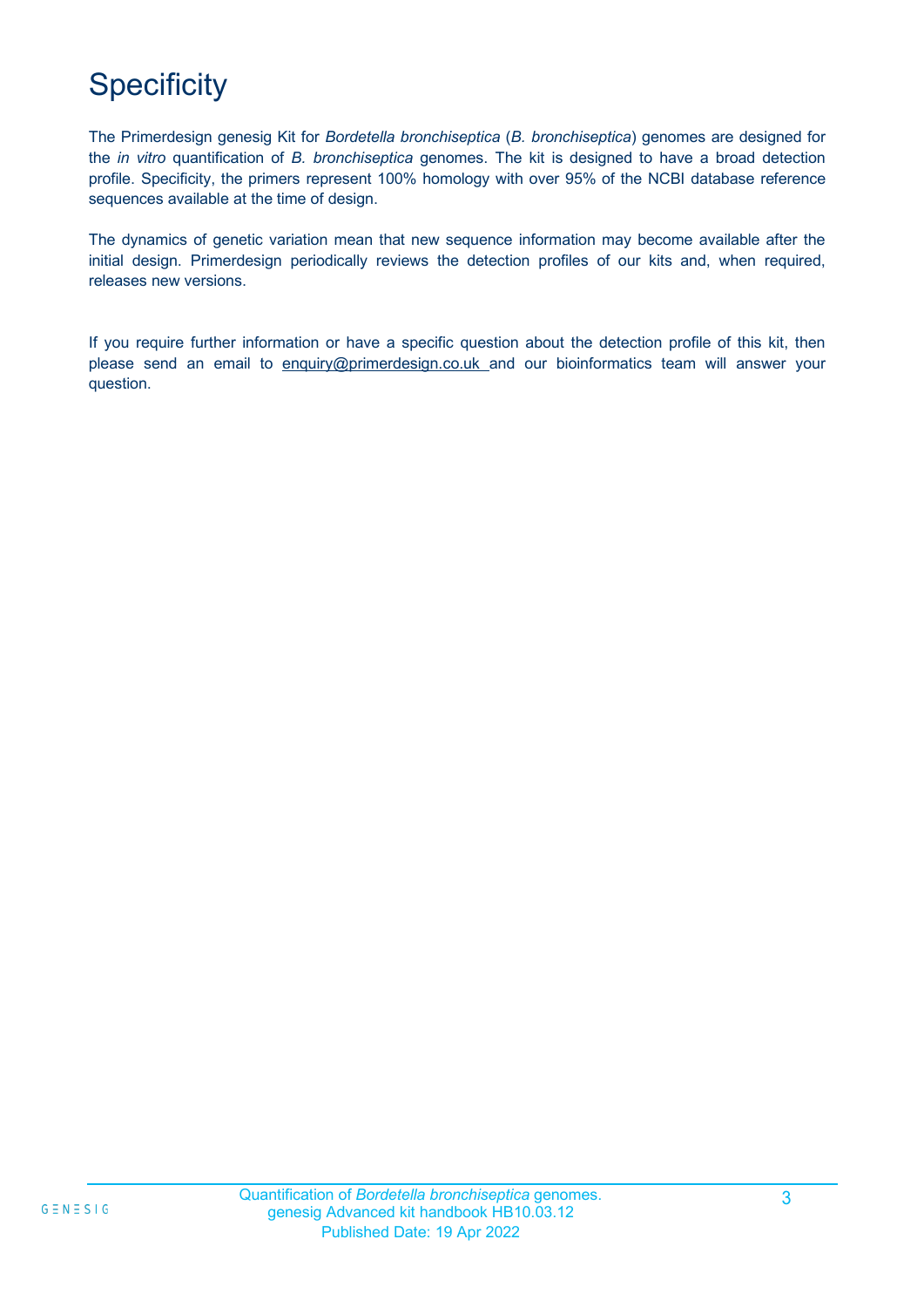# Specificity

The Primerdesign genesig Kit for *Bordetella bronchiseptica* (*B. bronchiseptica*) genomes are designed for the *in vitro* quantification of *B. bronchiseptica* genomes. The kit is designed to have a broad detection profile. Specificity, the primers represent 100% homology with over 95% of the NCBI database reference sequences available at the time of design.

The dynamics of genetic variation mean that new sequence information may become available after the initial design. Primerdesign periodically reviews the detection profiles of our kits and, when required, releases new versions.

If you require further information or have a specific question about the detection profile of this kit, then please send an email to enquiry@primerdesign.co.uk and our bioinformatics team will answer your question.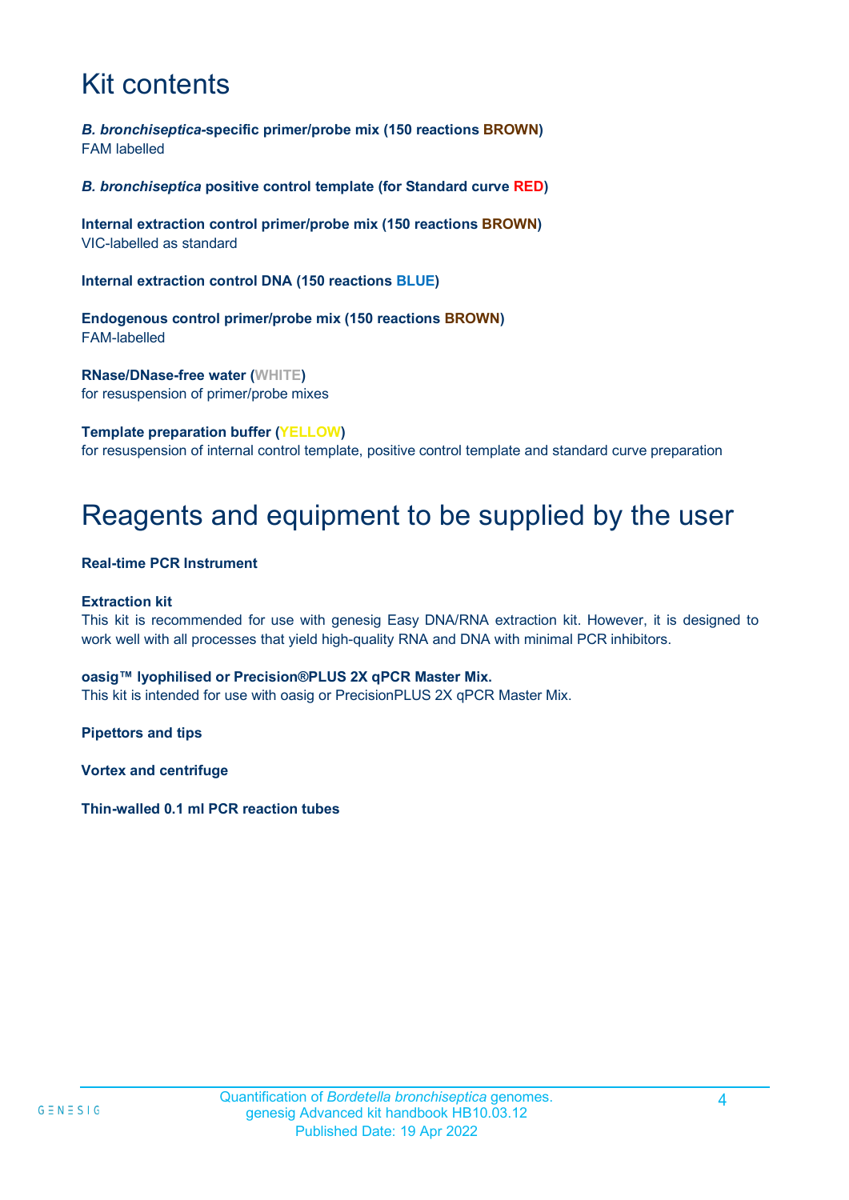# Kit contents

***B. bronchiseptica*-specific primer/probe mix (150 reactions BROWN)**
FAM labelled

***B. bronchiseptica* positive control template (for Standard curve RED)**

**Internal extraction control primer/probe mix (150 reactions BROWN)**
VIC-labelled as standard

**Internal extraction control DNA (150 reactions BLUE)**

**Endogenous control primer/probe mix (150 reactions BROWN)**
FAM-labelled

**RNase/DNase-free water (WHITE)**
for resuspension of primer/probe mixes

**Template preparation buffer (YELLOW)**
for resuspension of internal control template, positive control template and standard curve preparation

# Reagents and equipment to be supplied by the user

**Real-time PCR Instrument**

**Extraction kit**
This kit is recommended for use with genesig Easy DNA/RNA extraction kit. However, it is designed to work well with all processes that yield high-quality RNA and DNA with minimal PCR inhibitors.

**oasig™ lyophilised or Precision®PLUS 2X qPCR Master Mix.**
This kit is intended for use with oasig or PrecisionPLUS 2X qPCR Master Mix.

**Pipettors and tips**

**Vortex and centrifuge**

**Thin-walled 0.1 ml PCR reaction tubes**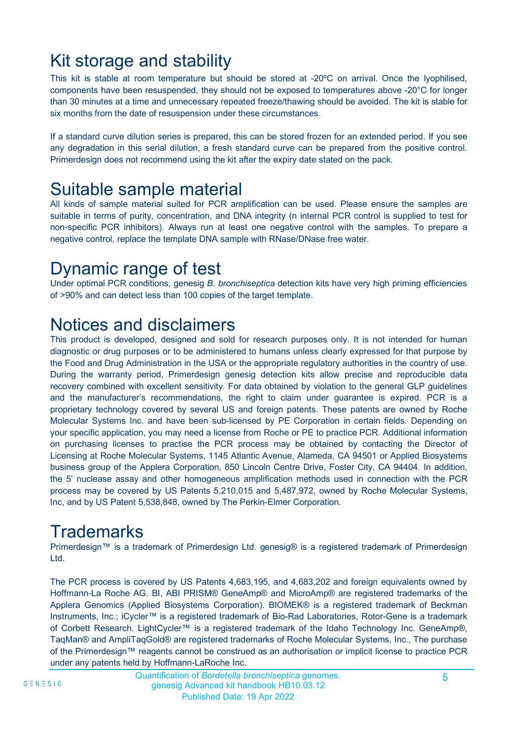# Kit storage and stability

This kit is stable at room temperature but should be stored at -20ºC on arrival. Once the lyophilised, components have been resuspended, they should not be exposed to temperatures above -20°C for longer than 30 minutes at a time and unnecessary repeated freeze/thawing should be avoided. The kit is stable for six months from the date of resuspension under these circumstances.

If a standard curve dilution series is prepared, this can be stored frozen for an extended period. If you see any degradation in this serial dilution, a fresh standard curve can be prepared from the positive control. Primerdesign does not recommend using the kit after the expiry date stated on the pack.

# Suitable sample material

All kinds of sample material suited for PCR amplification can be used. Please ensure the samples are suitable in terms of purity, concentration, and DNA integrity (n internal PCR control is supplied to test for non-specific PCR inhibitors). Always run at least one negative control with the samples. To prepare a negative control, replace the template DNA sample with RNase/DNase free water.

# Dynamic range of test

Under optimal PCR conditions, genesig *B. bronchiseptica* detection kits have very high priming efficiencies of >90% and can detect less than 100 copies of the target template.

# Notices and disclaimers

This product is developed, designed and sold for research purposes only. It is not intended for human diagnostic or drug purposes or to be administered to humans unless clearly expressed for that purpose by the Food and Drug Administration in the USA or the appropriate regulatory authorities in the country of use. During the warranty period, Primerdesign genesig detection kits allow precise and reproducible data recovery combined with excellent sensitivity. For data obtained by violation to the general GLP guidelines and the manufacturer's recommendations, the right to claim under guarantee is expired. PCR is a proprietary technology covered by several US and foreign patents. These patents are owned by Roche Molecular Systems Inc. and have been sub-licensed by PE Corporation in certain fields. Depending on your specific application, you may need a license from Roche or PE to practice PCR. Additional information on purchasing licenses to practise the PCR process may be obtained by contacting the Director of Licensing at Roche Molecular Systems, 1145 Atlantic Avenue, Alameda, CA 94501 or Applied Biosystems business group of the Applera Corporation, 850 Lincoln Centre Drive, Foster City, CA 94404. In addition, the 5' nuclease assay and other homogeneous amplification methods used in connection with the PCR process may be covered by US Patents 5,210,015 and 5,487,972, owned by Roche Molecular Systems, Inc, and by US Patent 5,538,848, owned by The Perkin-Elmer Corporation.

# Trademarks

Primerdesign™ is a trademark of Primerdesign Ltd. genesig® is a registered trademark of Primerdesign Ltd.

The PCR process is covered by US Patents 4,683,195, and 4,683,202 and foreign equivalents owned by Hoffmann-La Roche AG. BI, ABI PRISM® GeneAmp® and MicroAmp® are registered trademarks of the Applera Genomics (Applied Biosystems Corporation). BIOMEK® is a registered trademark of Beckman Instruments, Inc.; iCycler™ is a registered trademark of Bio-Rad Laboratories, Rotor-Gene is a trademark of Corbett Research. LightCycler™ is a registered trademark of the Idaho Technology Inc. GeneAmp®, TaqMan® and AmpliTaqGold® are registered trademarks of Roche Molecular Systems, Inc., The purchase of the Primerdesign™ reagents cannot be construed as an authorisation or implicit license to practice PCR under any patents held by Hoffmann-LaRoche Inc.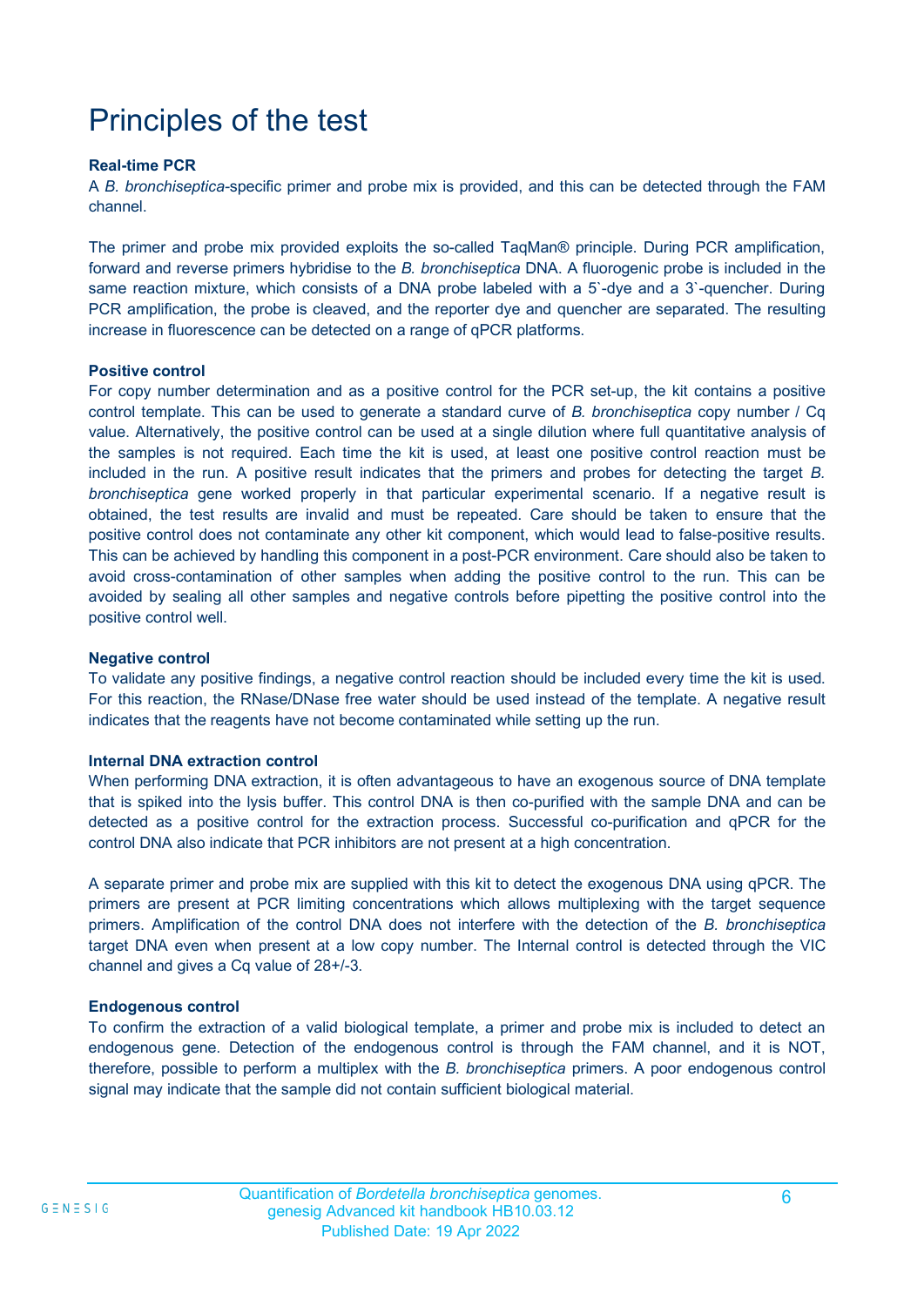# Principles of the test

**Real-time PCR**

A *B. bronchiseptica*-specific primer and probe mix is provided, and this can be detected through the FAM channel.

The primer and probe mix provided exploits the so-called TaqMan® principle. During PCR amplification, forward and reverse primers hybridise to the *B. bronchiseptica* DNA. A fluorogenic probe is included in the same reaction mixture, which consists of a DNA probe labeled with a 5`-dye and a 3`-quencher. During PCR amplification, the probe is cleaved, and the reporter dye and quencher are separated. The resulting increase in fluorescence can be detected on a range of qPCR platforms.

**Positive control**

For copy number determination and as a positive control for the PCR set-up, the kit contains a positive control template. This can be used to generate a standard curve of *B. bronchiseptica* copy number / Cq value. Alternatively, the positive control can be used at a single dilution where full quantitative analysis of the samples is not required. Each time the kit is used, at least one positive control reaction must be included in the run. A positive result indicates that the primers and probes for detecting the target *B. bronchiseptica* gene worked properly in that particular experimental scenario. If a negative result is obtained, the test results are invalid and must be repeated. Care should be taken to ensure that the positive control does not contaminate any other kit component, which would lead to false-positive results. This can be achieved by handling this component in a post-PCR environment. Care should also be taken to avoid cross-contamination of other samples when adding the positive control to the run. This can be avoided by sealing all other samples and negative controls before pipetting the positive control into the positive control well.

**Negative control**

To validate any positive findings, a negative control reaction should be included every time the kit is used. For this reaction, the RNase/DNase free water should be used instead of the template. A negative result indicates that the reagents have not become contaminated while setting up the run.

**Internal DNA extraction control**

When performing DNA extraction, it is often advantageous to have an exogenous source of DNA template that is spiked into the lysis buffer. This control DNA is then co-purified with the sample DNA and can be detected as a positive control for the extraction process. Successful co-purification and qPCR for the control DNA also indicate that PCR inhibitors are not present at a high concentration.

A separate primer and probe mix are supplied with this kit to detect the exogenous DNA using qPCR. The primers are present at PCR limiting concentrations which allows multiplexing with the target sequence primers. Amplification of the control DNA does not interfere with the detection of the *B. bronchiseptica* target DNA even when present at a low copy number. The Internal control is detected through the VIC channel and gives a Cq value of 28+/-3.

**Endogenous control**

To confirm the extraction of a valid biological template, a primer and probe mix is included to detect an endogenous gene. Detection of the endogenous control is through the FAM channel, and it is NOT, therefore, possible to perform a multiplex with the *B. bronchiseptica* primers. A poor endogenous control signal may indicate that the sample did not contain sufficient biological material.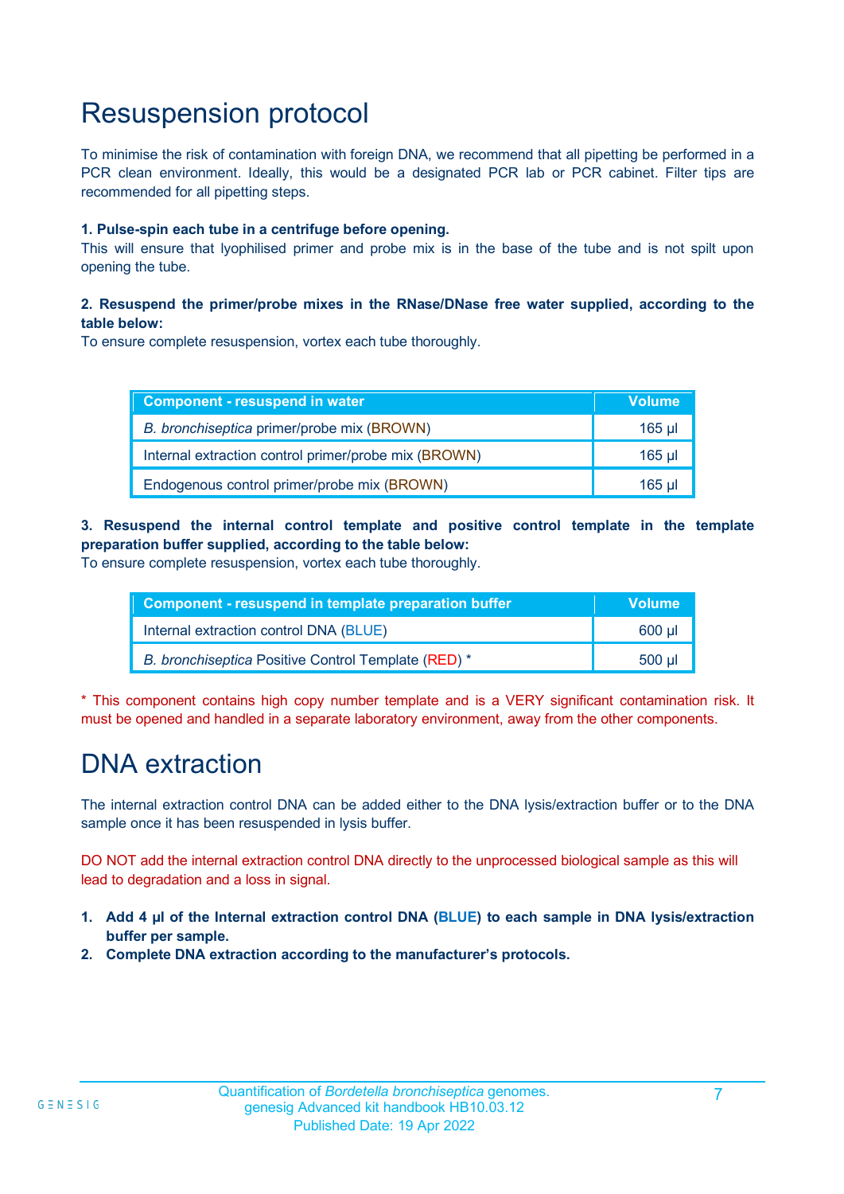# Resuspension protocol

To minimise the risk of contamination with foreign DNA, we recommend that all pipetting be performed in a PCR clean environment. Ideally, this would be a designated PCR lab or PCR cabinet. Filter tips are recommended for all pipetting steps.

**1. Pulse-spin each tube in a centrifuge before opening.**

This will ensure that lyophilised primer and probe mix is in the base of the tube and is not spilt upon opening the tube.

**2. Resuspend the primer/probe mixes in the RNase/DNase free water supplied, according to the table below:**

To ensure complete resuspension, vortex each tube thoroughly.

| Component - resuspend in water | Volume |
|---|---|
| *B. bronchiseptica* primer/probe mix (BROWN) | 165 µl |
| Internal extraction control primer/probe mix (BROWN) | 165 µl |
| Endogenous control primer/probe mix (BROWN) | 165 µl |

**3. Resuspend the internal control template and positive control template in the template preparation buffer supplied, according to the table below:**

To ensure complete resuspension, vortex each tube thoroughly.

| Component - resuspend in template preparation buffer | Volume |
|---|---|
| Internal extraction control DNA (BLUE) | 600 µl |
| *B. bronchiseptica* Positive Control Template (RED) * | 500 µl |

* This component contains high copy number template and is a VERY significant contamination risk. It must be opened and handled in a separate laboratory environment, away from the other components.

# DNA extraction

The internal extraction control DNA can be added either to the DNA lysis/extraction buffer or to the DNA sample once it has been resuspended in lysis buffer.

DO NOT add the internal extraction control DNA directly to the unprocessed biological sample as this will lead to degradation and a loss in signal.

1. **Add 4 µl of the Internal extraction control DNA (BLUE) to each sample in DNA lysis/extraction buffer per sample.**
2. **Complete DNA extraction according to the manufacturer's protocols.**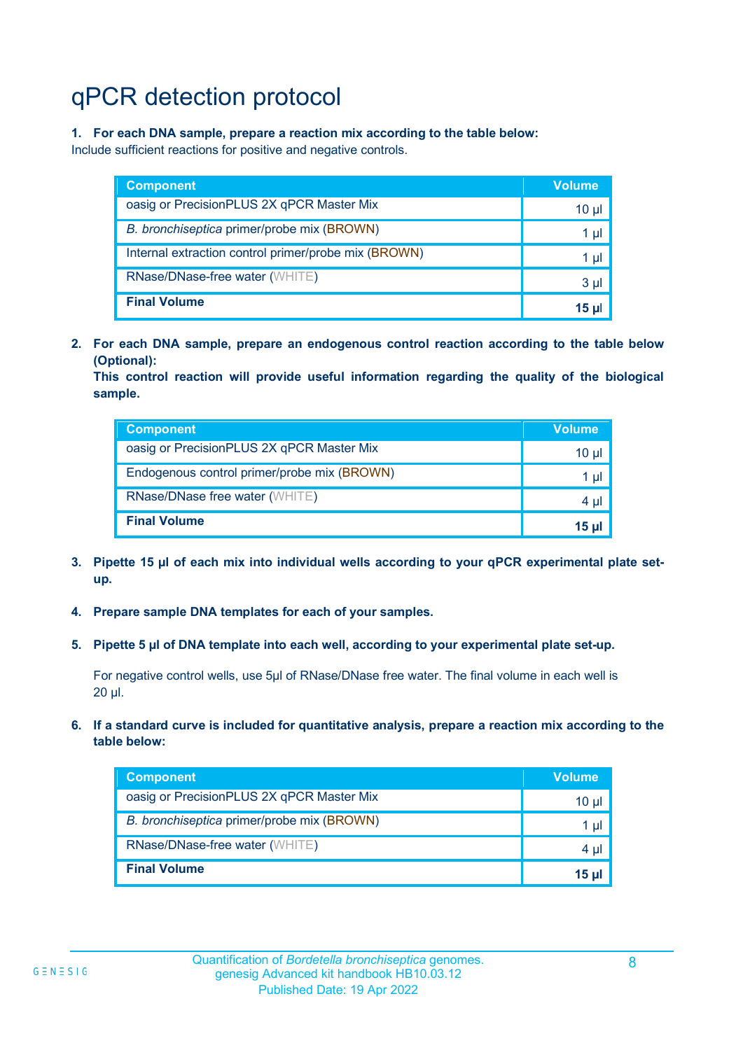# qPCR detection protocol

**1. For each DNA sample, prepare a reaction mix according to the table below:**

Include sufficient reactions for positive and negative controls.

| Component | Volume |
|---|---|
| oasig or PrecisionPLUS 2X qPCR Master Mix | 10 µl |
| *B. bronchiseptica* primer/probe mix (BROWN) | 1 µl |
| Internal extraction control primer/probe mix (BROWN) | 1 µl |
| RNase/DNase-free water (WHITE) | 3 µl |
| **Final Volume** | **15 µl** |

**2. For each DNA sample, prepare an endogenous control reaction according to the table below (Optional):**
**This control reaction will provide useful information regarding the quality of the biological sample.**

| Component | Volume |
|---|---|
| oasig or PrecisionPLUS 2X qPCR Master Mix | 10 µl |
| Endogenous control primer/probe mix (BROWN) | 1 µl |
| RNase/DNase free water (WHITE) | 4 µl |
| **Final Volume** | **15 µl** |

**3. Pipette 15 µl of each mix into individual wells according to your qPCR experimental plate set-up.**

**4. Prepare sample DNA templates for each of your samples.**

**5. Pipette 5 µl of DNA template into each well, according to your experimental plate set-up.**

For negative control wells, use 5µl of RNase/DNase free water. The final volume in each well is 20 µl.

**6. If a standard curve is included for quantitative analysis, prepare a reaction mix according to the table below:**

| Component | Volume |
|---|---|
| oasig or PrecisionPLUS 2X qPCR Master Mix | 10 µl |
| *B. bronchiseptica* primer/probe mix (BROWN) | 1 µl |
| RNase/DNase-free water (WHITE) | 4 µl |
| **Final Volume** | **15 µl** |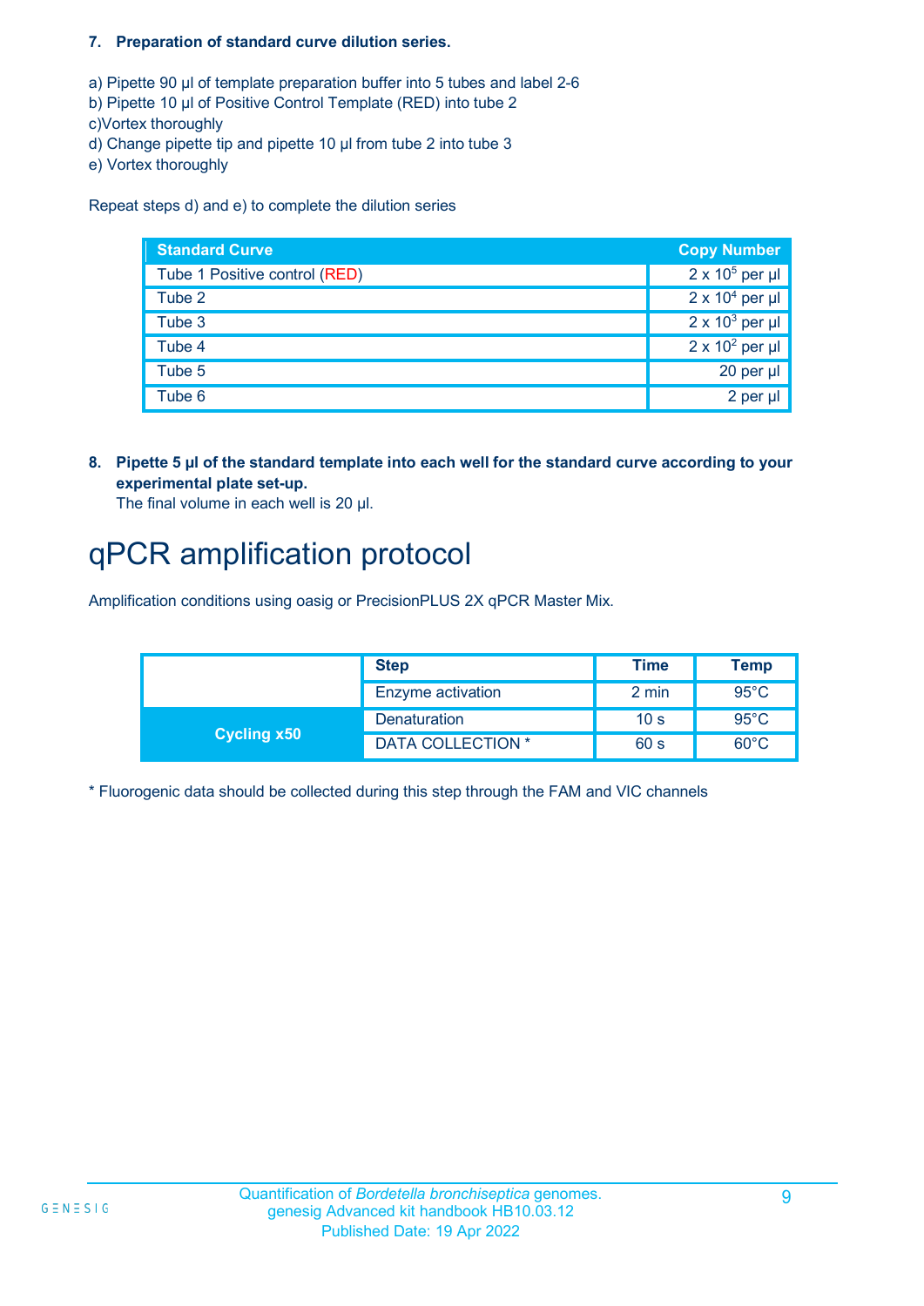**7. Preparation of standard curve dilution series.**

a) Pipette 90 µl of template preparation buffer into 5 tubes and label 2-6
b) Pipette 10 µl of Positive Control Template (RED) into tube 2
c)Vortex thoroughly
d) Change pipette tip and pipette 10 µl from tube 2 into tube 3
e) Vortex thoroughly

Repeat steps d) and e) to complete the dilution series

| Standard Curve | Copy Number |
|---|---|
| Tube 1 Positive control (RED) | $2 \times 10^5$ per µl |
| Tube 2 | $2 \times 10^4$ per µl |
| Tube 3 | $2 \times 10^3$ per µl |
| Tube 4 | $2 \times 10^2$ per µl |
| Tube 5 | 20 per µl |
| Tube 6 | 2 per µl |

**8. Pipette 5 µl of the standard template into each well for the standard curve according to your experimental plate set-up.**
The final volume in each well is 20 µl.

# qPCR amplification protocol

Amplification conditions using oasig or PrecisionPLUS 2X qPCR Master Mix.

| | Step | Time | Temp |
|---|---|---|---|
| | Enzyme activation | 2 min | 95°C |
| Cycling x50 | Denaturation | 10 s | 95°C |
| | DATA COLLECTION * | 60 s | 60°C |

* Fluorogenic data should be collected during this step through the FAM and VIC channels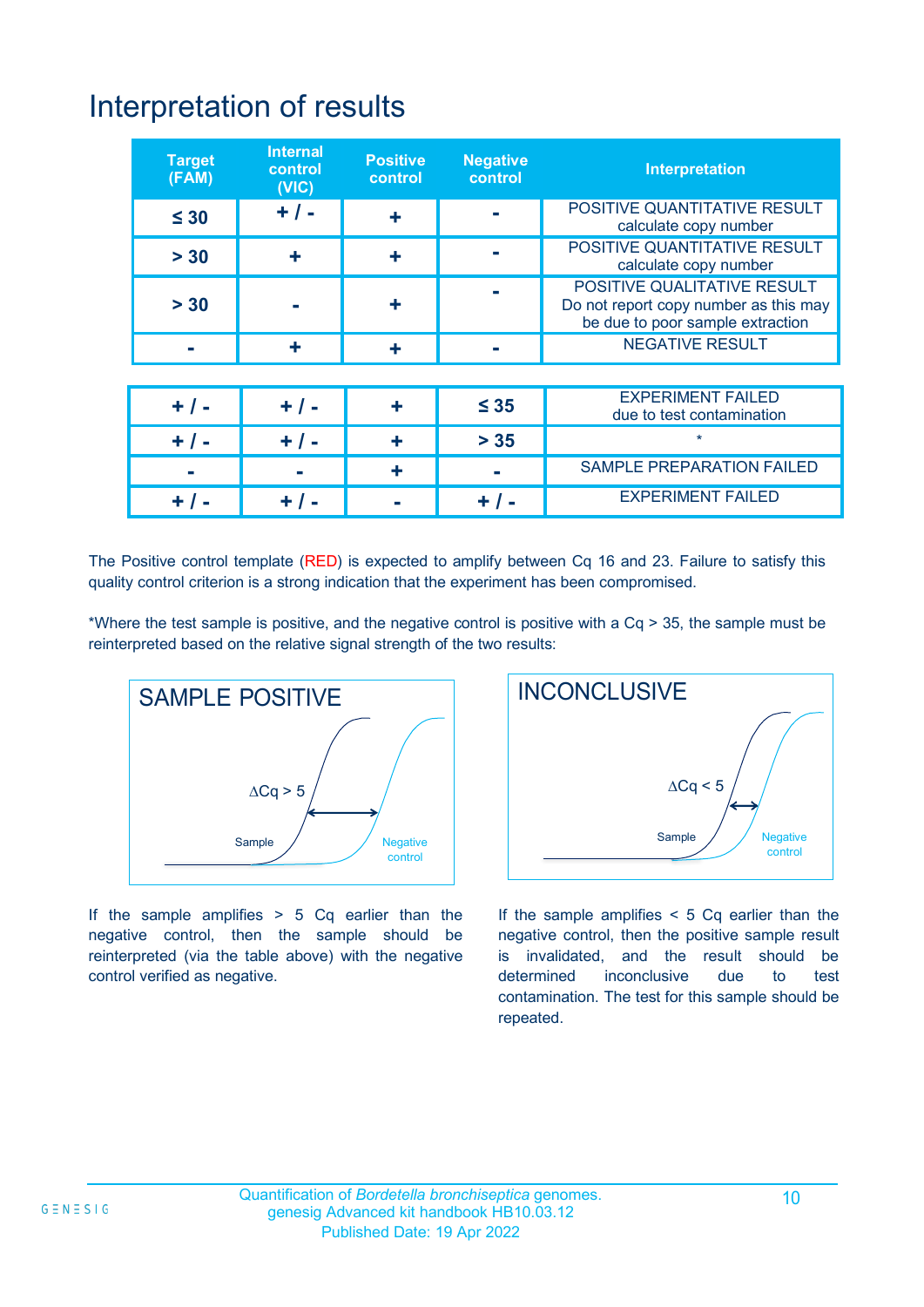# Interpretation of results

| Target (FAM) | Internal control (VIC) | Positive control | Negative control | Interpretation |
|---|---|---|---|---|
| ≤ 30 | + / - | + | - | POSITIVE QUANTITATIVE RESULT calculate copy number |
| > 30 | + | + | - | POSITIVE QUANTITATIVE RESULT calculate copy number |
| > 30 | - | + | - | POSITIVE QUALITATIVE RESULT Do not report copy number as this may be due to poor sample extraction |
| - | + | + | - | NEGATIVE RESULT |
| + / - | + / - | + | ≤ 35 | EXPERIMENT FAILED due to test contamination |
| + / - | + / - | + | > 35 | * |
| - | - | + | - | SAMPLE PREPARATION FAILED |
| + / - | + / - | - | + / - | EXPERIMENT FAILED |

The Positive control template (RED) is expected to amplify between Cq 16 and 23. Failure to satisfy this quality control criterion is a strong indication that the experiment has been compromised.

*Where the test sample is positive, and the negative control is positive with a Cq > 35, the sample must be reinterpreted based on the relative signal strength of the two results:

**SAMPLE POSITIVE**

$\Delta$Cq > 5

Sample

Negative control

If the sample amplifies > 5 Cq earlier than the negative control, then the sample should be reinterpreted (via the table above) with the negative control verified as negative.

**INCONCLUSIVE**

$\Delta$Cq < 5

Sample

Negative control

If the sample amplifies < 5 Cq earlier than the negative control, then the positive sample result is invalidated, and the result should be determined inconclusive due to test contamination. The test for this sample should be repeated.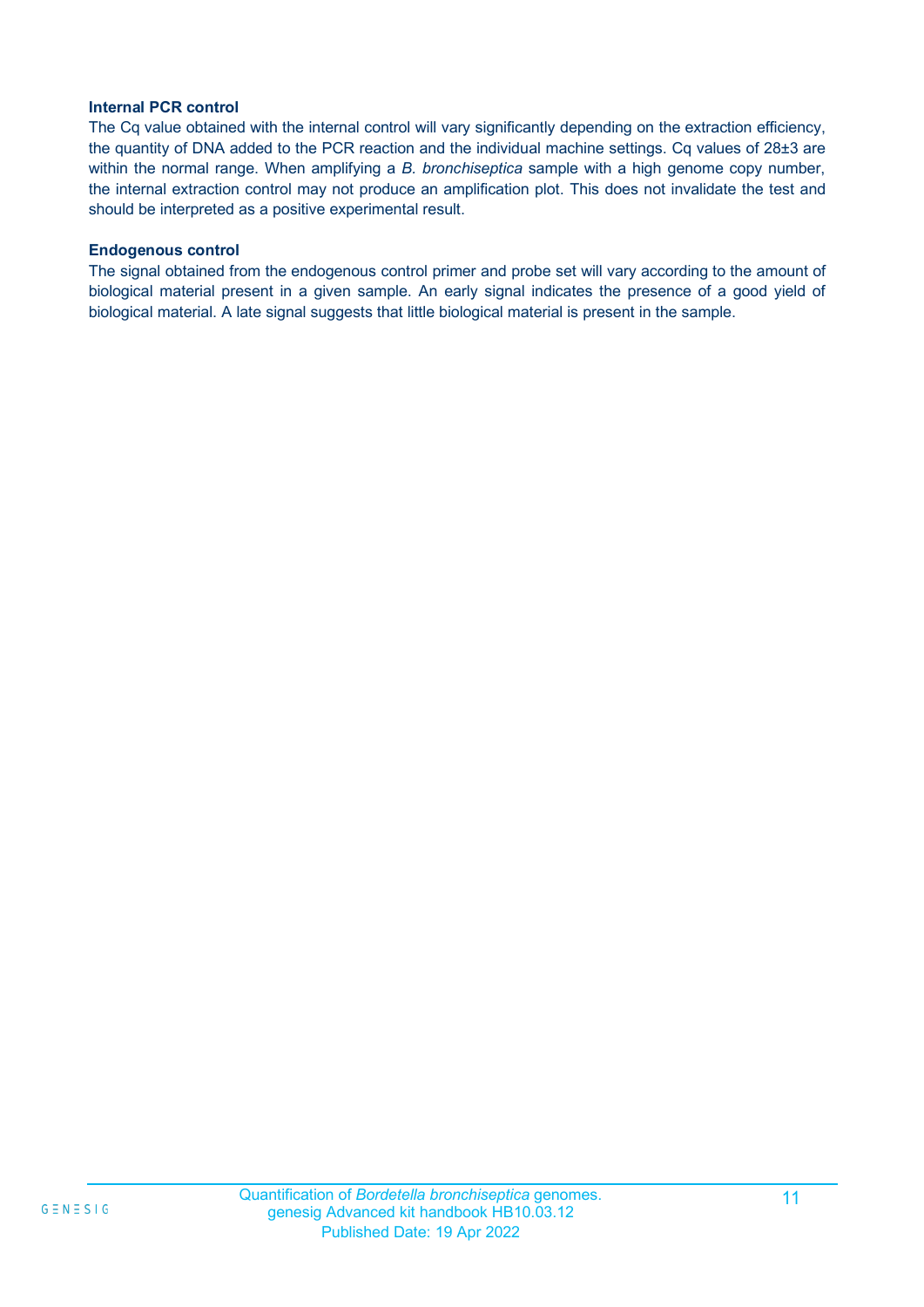**Internal PCR control**

The Cq value obtained with the internal control will vary significantly depending on the extraction efficiency, the quantity of DNA added to the PCR reaction and the individual machine settings. Cq values of 28±3 are within the normal range. When amplifying a *B. bronchiseptica* sample with a high genome copy number, the internal extraction control may not produce an amplification plot. This does not invalidate the test and should be interpreted as a positive experimental result.

**Endogenous control**

The signal obtained from the endogenous control primer and probe set will vary according to the amount of biological material present in a given sample. An early signal indicates the presence of a good yield of biological material. A late signal suggests that little biological material is present in the sample.